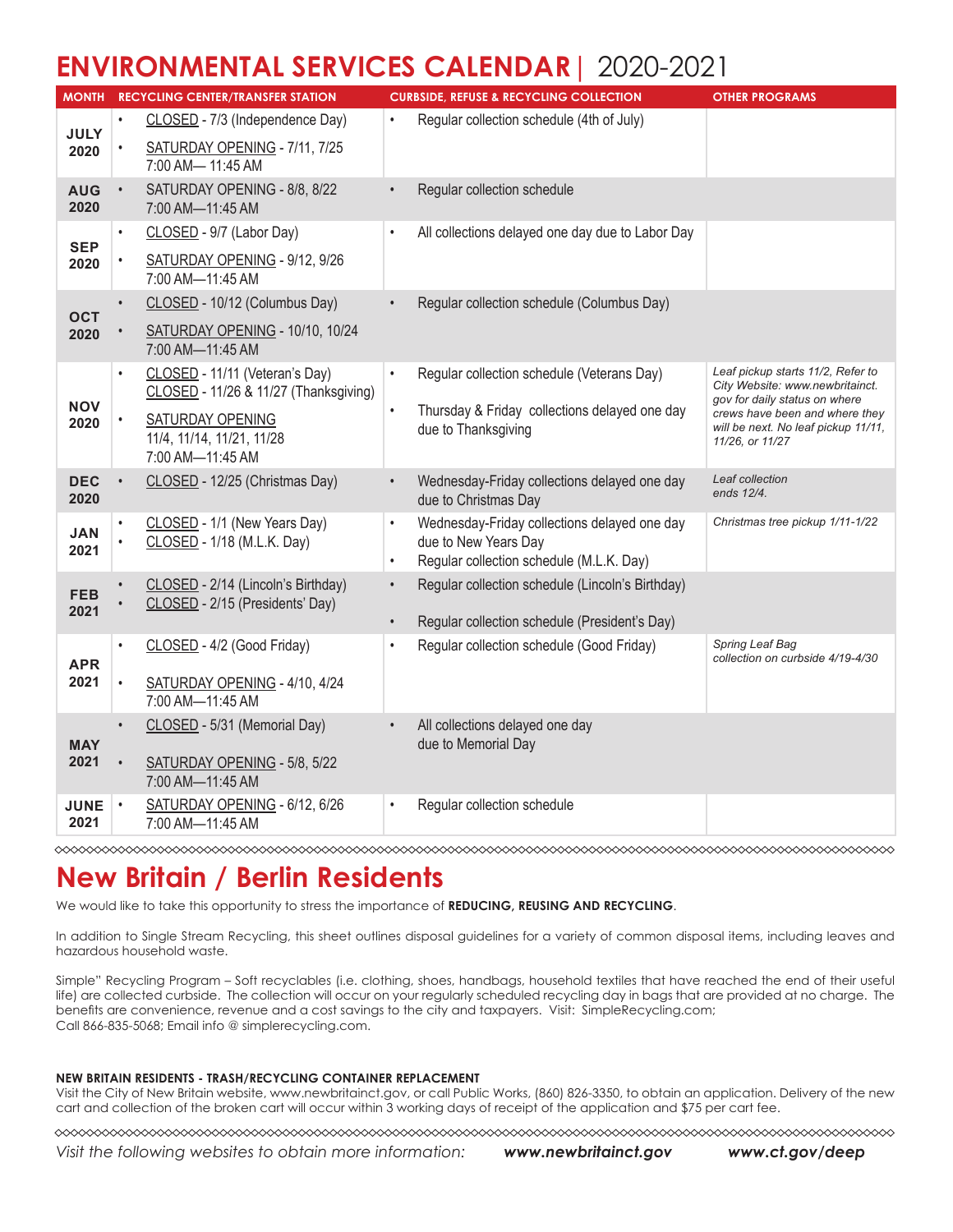# ENVIRONMENTAL SERVICES CALENDAR | 2020-2021

| MONTH | RECYCLING CENTER/TRANSFER STATION | CURBSIDE, REFUSE & RECYCLING COLLECTION | OTHER PROGRAMS |
|---|---|---|---|
| JULY 2020 | • CLOSED - 7/3 (Independence Day)<br>• SATURDAY OPENING - 7/11, 7/25 7:00 AM— 11:45 AM | • Regular collection schedule (4th of July) | |
| AUG 2020 | • SATURDAY OPENING - 8/8, 8/22 7:00 AM—11:45 AM | • Regular collection schedule | |
| SEP 2020 | • CLOSED - 9/7 (Labor Day)<br>• SATURDAY OPENING - 9/12, 9/26 7:00 AM—11:45 AM | • All collections delayed one day due to Labor Day | |
| OCT 2020 | • CLOSED - 10/12 (Columbus Day)<br>• SATURDAY OPENING - 10/10, 10/24 7:00 AM—11:45 AM | • Regular collection schedule (Columbus Day) | |
| NOV 2020 | • CLOSED - 11/11 (Veteran's Day) CLOSED - 11/26 & 11/27 (Thanksgiving)<br>• SATURDAY OPENING 11/4, 11/14, 11/21, 11/28 7:00 AM—11:45 AM | • Regular collection schedule (Veterans Day)<br>• Thursday & Friday collections delayed one day due to Thanksgiving | *Leaf pickup starts 11/2, Refer to City Website: www.newbritainct.gov for daily status on where crews have been and where they will be next. No leaf pickup 11/11, 11/26, or 11/27* |
| DEC 2020 | • CLOSED - 12/25 (Christmas Day) | • Wednesday-Friday collections delayed one day due to Christmas Day | *Leaf collection ends 12/4.* |
| JAN 2021 | • CLOSED - 1/1 (New Years Day)<br>• CLOSED - 1/18 (M.L.K. Day) | • Wednesday-Friday collections delayed one day due to New Years Day<br>• Regular collection schedule (M.L.K. Day) | *Christmas tree pickup 1/11-1/22* |
| FEB 2021 | • CLOSED - 2/14 (Lincoln's Birthday)<br>• CLOSED - 2/15 (Presidents' Day) | • Regular collection schedule (Lincoln's Birthday)<br>• Regular collection schedule (President's Day) | |
| APR 2021 | • CLOSED - 4/2 (Good Friday)<br>• SATURDAY OPENING - 4/10, 4/24 7:00 AM—11:45 AM | • Regular collection schedule (Good Friday) | *Spring Leaf Bag collection on curbside 4/19-4/30* |
| MAY 2021 | • CLOSED - 5/31 (Memorial Day)<br>• SATURDAY OPENING - 5/8, 5/22 7:00 AM—11:45 AM | • All collections delayed one day due to Memorial Day | |
| JUNE 2021 | • SATURDAY OPENING - 6/12, 6/26 7:00 AM—11:45 AM | • Regular collection schedule | |

## New Britain / Berlin Residents

We would like to take this opportunity to stress the importance of **REDUCING, REUSING AND RECYCLING**.

In addition to Single Stream Recycling, this sheet outlines disposal guidelines for a variety of common disposal items, including leaves and hazardous household waste.

Simple" Recycling Program – Soft recyclables (i.e. clothing, shoes, handbags, household textiles that have reached the end of their useful life) are collected curbside. The collection will occur on your regularly scheduled recycling day in bags that are provided at no charge. The benefits are convenience, revenue and a cost savings to the city and taxpayers. Visit: SimpleRecycling.com; Call 866-835-5068; Email info @ simplerecycling.com.

**NEW BRITAIN RESIDENTS - TRASH/RECYCLING CONTAINER REPLACEMENT**

Visit the City of New Britain website, www.newbritainct.gov, or call Public Works, (860) 826-3350, to obtain an application. Delivery of the new cart and collection of the broken cart will occur within 3 working days of receipt of the application and $75 per cart fee.

*Visit the following websites to obtain more information:* ***www.newbritainct.gov*** ***www.ct.gov/deep***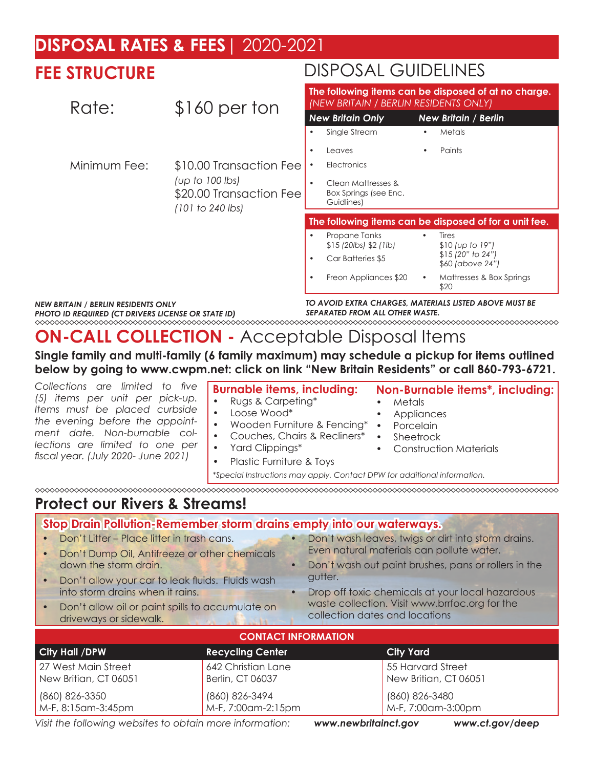# DISPOSAL RATES & FEES | 2020-2021

## FEE STRUCTURE

| | |
|---|---|
| Rate: | $160 per ton |
| Minimum Fee: | $10.00 Transaction Fee *(up to 100 lbs)* |
| | $20.00 Transaction Fee *(101 to 240 lbs)* |

***NEW BRITAIN / BERLIN RESIDENTS ONLY***
***PHOTO ID REQUIRED (CT DRIVERS LICENSE OR STATE ID)***

## DISPOSAL GUIDELINES

**The following items can be disposed of at no charge.**
*(NEW BRITAIN / BERLIN RESIDENTS ONLY)*

| New Britain Only | New Britain / Berlin |
|---|---|
| • Single Stream | • Metals |
| • Leaves | • Paints |
| • Electronics | |
| • Clean Mattresses & Box Springs (see Enc. Guidlines) | |

**The following items can be disposed of for a unit fee.**

| | |
|---|---|
| • Propane Tanks $15 *(20lbs)* $2 *(1lb)* | • Tires $10 *(up to 19")* $15 *(20" to 24")* $60 *(above 24")* |
| • Car Batteries $5 | |
| • Freon Appliances $20 | • Mattresses & Box Springs $20 |

***TO AVOID EXTRA CHARGES, MATERIALS LISTED ABOVE MUST BE SEPARATED FROM ALL OTHER WASTE.***

## ON-CALL COLLECTION - Acceptable Disposal Items

**Single family and multi-family (6 family maximum) may schedule a pickup for items outlined below by going to www.cwpm.net: click on link "New Britain Residents" or call 860-793-6721.**

*Collections are limited to five (5) items per unit per pick-up. Items must be placed curbside the evening before the appointment date. Non-burnable collections are limited to one per fiscal year. (July 2020- June 2021)*

**Burnable items, including:**
- Rugs & Carpeting*
- Loose Wood*
- Wooden Furniture & Fencing*
- Couches, Chairs & Recliners*
- Yard Clippings*
- Plastic Furniture & Toys

**Non-Burnable items*, including:**
- Metals
- Appliances
- Porcelain
- Sheetrock
- Construction Materials

**Special Instructions may apply. Contact DPW for additional information.*

## Protect our Rivers & Streams!

**Stop Drain Pollution-Remember storm drains empty into our waterways.**

- Don't Litter – Place litter in trash cans.
- Don't Dump Oil, Antifreeze or other chemicals down the storm drain.
- Don't allow your car to leak fluids. Fluids wash into storm drains when it rains.
- Don't allow oil or paint spills to accumulate on driveways or sidewalk.
- Don't wash leaves, twigs or dirt into storm drains. Even natural materials can pollute water.
- Don't wash out paint brushes, pans or rollers in the gutter.
- Drop off toxic chemicals at your local hazardous waste collection. Visit www.brrfoc.org for the collection dates and locations

### CONTACT INFORMATION

| City Hall /DPW | Recycling Center | City Yard |
|---|---|---|
| 27 West Main Street New Britian, CT 06051 | 642 Christian Lane Berlin, CT 06037 | 55 Harvard Street New Britian, CT 06051 |
| (860) 826-3350 M-F, 8:15am-3:45pm | (860) 826-3494 M-F, 7:00am-2:15pm | (860) 826-3480 M-F, 7:00am-3:00pm |

*Visit the following websites to obtain more information:* ***www.newbritainct.gov*** ***www.ct.gov/deep***